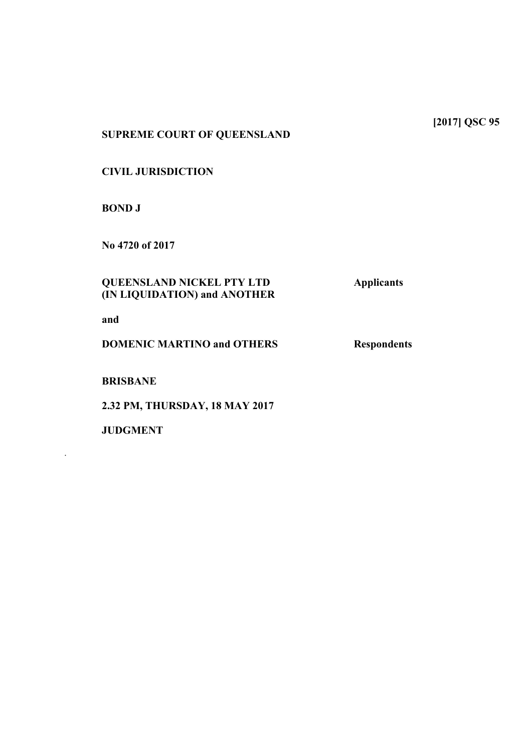**[2017] QSC 95**

**SUPREME COURT OF QUEENSLAND**

**CIVIL JURISDICTION**

**BOND J**

**No 4720 of 2017**

| | |
|---|---|
| **QUEENSLAND NICKEL PTY LTD (IN LIQUIDATION) and ANOTHER** | **Applicants** |
| **and** | |
| **DOMENIC MARTINO and OTHERS** | **Respondents** |

**BRISBANE**

**2.32 PM, THURSDAY, 18 MAY 2017**

**JUDGMENT**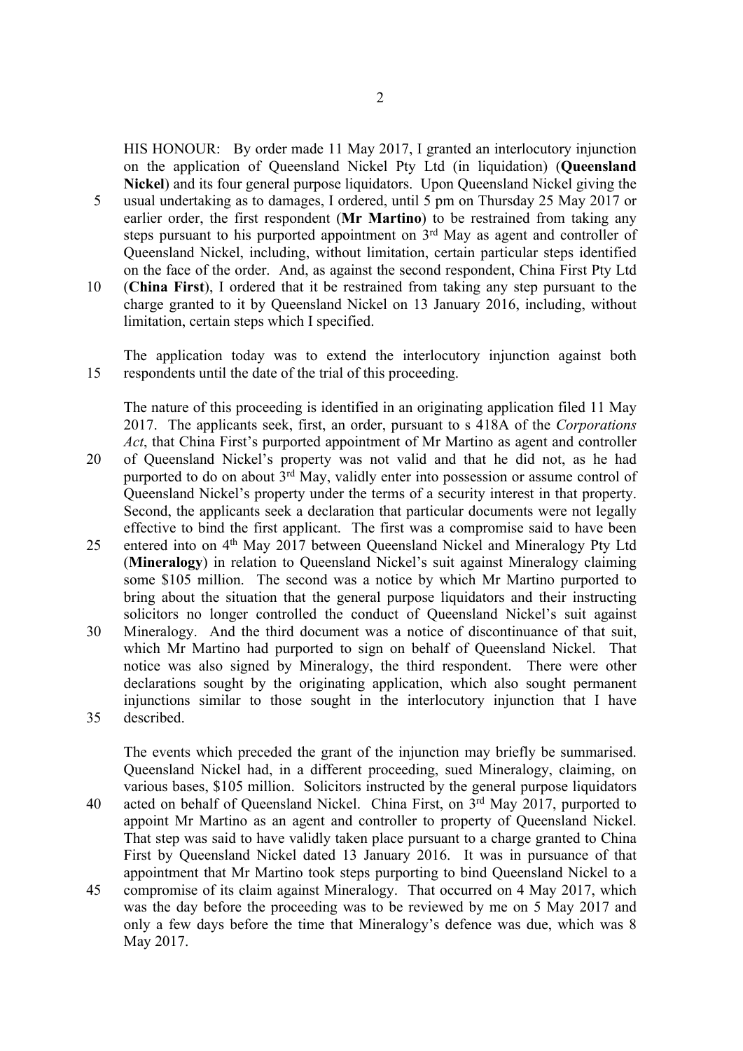HIS HONOUR: By order made 11 May 2017, I granted an interlocutory injunction on the application of Queensland Nickel Pty Ltd (in liquidation) (**Queensland Nickel**) and its four general purpose liquidators. Upon Queensland Nickel giving the usual undertaking as to damages, I ordered, until 5 pm on Thursday 25 May 2017 or earlier order, the first respondent (**Mr Martino**) to be restrained from taking any steps pursuant to his purported appointment on 3rd May as agent and controller of Queensland Nickel, including, without limitation, certain particular steps identified on the face of the order. And, as against the second respondent, China First Pty Ltd (**China First**), I ordered that it be restrained from taking any step pursuant to the charge granted to it by Queensland Nickel on 13 January 2016, including, without limitation, certain steps which I specified.

The application today was to extend the interlocutory injunction against both respondents until the date of the trial of this proceeding.

The nature of this proceeding is identified in an originating application filed 11 May 2017. The applicants seek, first, an order, pursuant to s 418A of the *Corporations Act*, that China First's purported appointment of Mr Martino as agent and controller of Queensland Nickel's property was not valid and that he did not, as he had purported to do on about 3rd May, validly enter into possession or assume control of Queensland Nickel's property under the terms of a security interest in that property. Second, the applicants seek a declaration that particular documents were not legally effective to bind the first applicant. The first was a compromise said to have been entered into on 4th May 2017 between Queensland Nickel and Mineralogy Pty Ltd (**Mineralogy**) in relation to Queensland Nickel's suit against Mineralogy claiming some $105 million. The second was a notice by which Mr Martino purported to bring about the situation that the general purpose liquidators and their instructing solicitors no longer controlled the conduct of Queensland Nickel's suit against Mineralogy. And the third document was a notice of discontinuance of that suit, which Mr Martino had purported to sign on behalf of Queensland Nickel. That notice was also signed by Mineralogy, the third respondent. There were other declarations sought by the originating application, which also sought permanent injunctions similar to those sought in the interlocutory injunction that I have described.

The events which preceded the grant of the injunction may briefly be summarised. Queensland Nickel had, in a different proceeding, sued Mineralogy, claiming, on various bases, $105 million. Solicitors instructed by the general purpose liquidators acted on behalf of Queensland Nickel. China First, on 3rd May 2017, purported to appoint Mr Martino as an agent and controller to property of Queensland Nickel. That step was said to have validly taken place pursuant to a charge granted to China First by Queensland Nickel dated 13 January 2016. It was in pursuance of that appointment that Mr Martino took steps purporting to bind Queensland Nickel to a compromise of its claim against Mineralogy. That occurred on 4 May 2017, which was the day before the proceeding was to be reviewed by me on 5 May 2017 and only a few days before the time that Mineralogy's defence was due, which was 8 May 2017.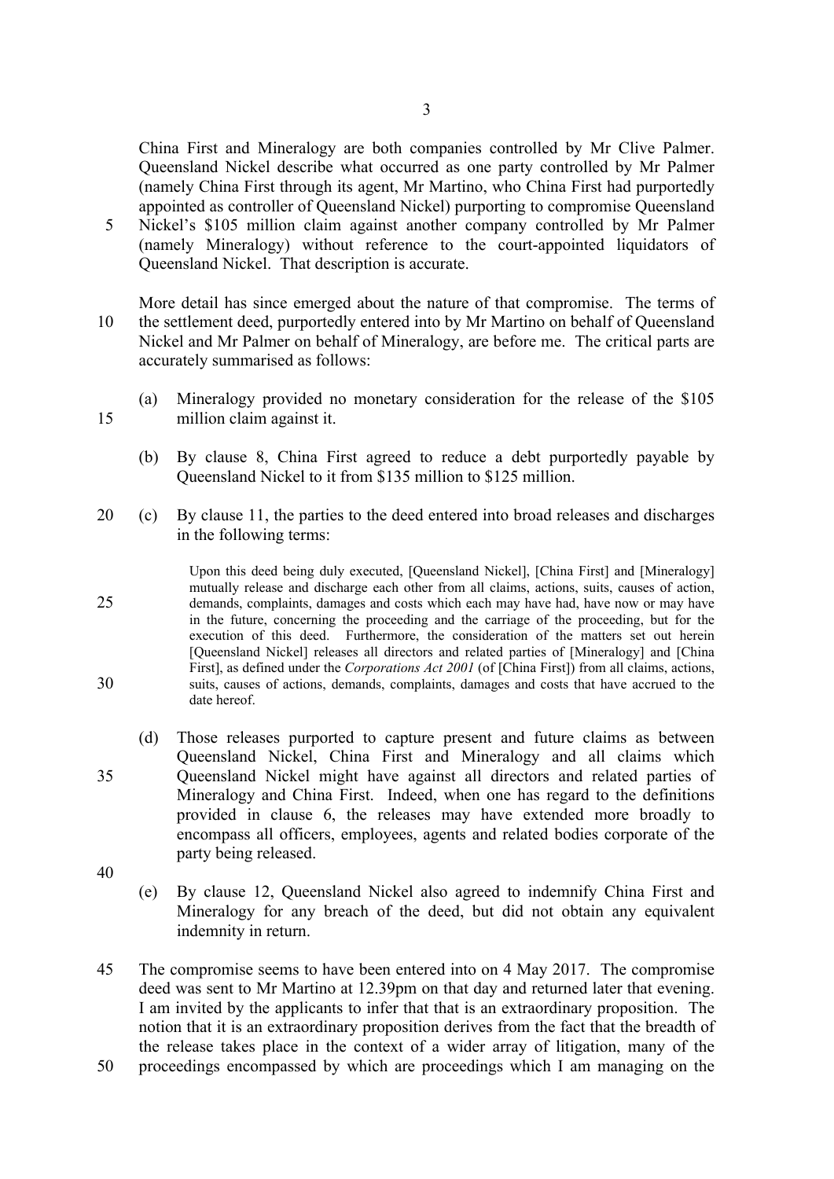China First and Mineralogy are both companies controlled by Mr Clive Palmer. Queensland Nickel describe what occurred as one party controlled by Mr Palmer (namely China First through its agent, Mr Martino, who China First had purportedly appointed as controller of Queensland Nickel) purporting to compromise Queensland Nickel's $105 million claim against another company controlled by Mr Palmer (namely Mineralogy) without reference to the court-appointed liquidators of Queensland Nickel. That description is accurate.

More detail has since emerged about the nature of that compromise. The terms of the settlement deed, purportedly entered into by Mr Martino on behalf of Queensland Nickel and Mr Palmer on behalf of Mineralogy, are before me. The critical parts are accurately summarised as follows:

(a) Mineralogy provided no monetary consideration for the release of the $105 million claim against it.

(b) By clause 8, China First agreed to reduce a debt purportedly payable by Queensland Nickel to it from $135 million to $125 million.

(c) By clause 11, the parties to the deed entered into broad releases and discharges in the following terms:

> Upon this deed being duly executed, [Queensland Nickel], [China First] and [Mineralogy] mutually release and discharge each other from all claims, actions, suits, causes of action, demands, complaints, damages and costs which each may have had, have now or may have in the future, concerning the proceeding and the carriage of the proceeding, but for the execution of this deed. Furthermore, the consideration of the matters set out herein [Queensland Nickel] releases all directors and related parties of [Mineralogy] and [China First], as defined under the *Corporations Act 2001* (of [China First]) from all claims, actions, suits, causes of actions, demands, complaints, damages and costs that have accrued to the date hereof.

(d) Those releases purported to capture present and future claims as between Queensland Nickel, China First and Mineralogy and all claims which Queensland Nickel might have against all directors and related parties of Mineralogy and China First. Indeed, when one has regard to the definitions provided in clause 6, the releases may have extended more broadly to encompass all officers, employees, agents and related bodies corporate of the party being released.

(e) By clause 12, Queensland Nickel also agreed to indemnify China First and Mineralogy for any breach of the deed, but did not obtain any equivalent indemnity in return.

The compromise seems to have been entered into on 4 May 2017. The compromise deed was sent to Mr Martino at 12.39pm on that day and returned later that evening. I am invited by the applicants to infer that that is an extraordinary proposition. The notion that it is an extraordinary proposition derives from the fact that the breadth of the release takes place in the context of a wider array of litigation, many of the proceedings encompassed by which are proceedings which I am managing on the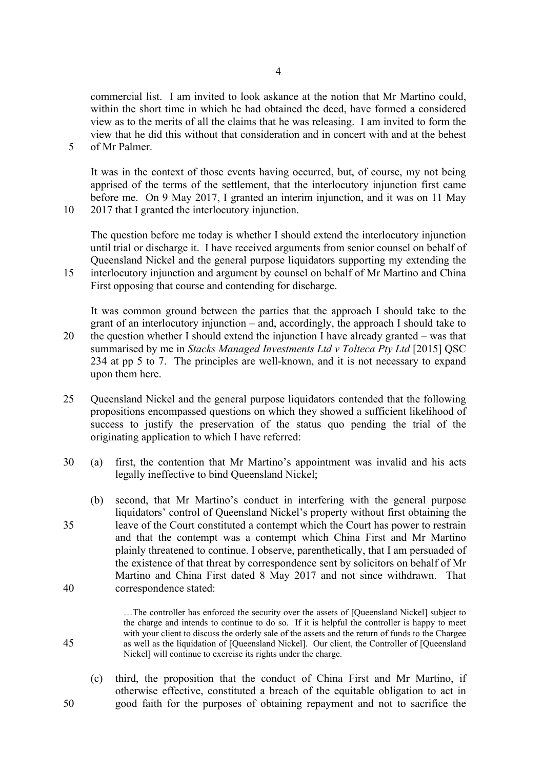commercial list. I am invited to look askance at the notion that Mr Martino could, within the short time in which he had obtained the deed, have formed a considered view as to the merits of all the claims that he was releasing. I am invited to form the view that he did this without that consideration and in concert with and at the behest of Mr Palmer.

It was in the context of those events having occurred, but, of course, my not being apprised of the terms of the settlement, that the interlocutory injunction first came before me. On 9 May 2017, I granted an interim injunction, and it was on 11 May 2017 that I granted the interlocutory injunction.

The question before me today is whether I should extend the interlocutory injunction until trial or discharge it. I have received arguments from senior counsel on behalf of Queensland Nickel and the general purpose liquidators supporting my extending the interlocutory injunction and argument by counsel on behalf of Mr Martino and China First opposing that course and contending for discharge.

It was common ground between the parties that the approach I should take to the grant of an interlocutory injunction – and, accordingly, the approach I should take to the question whether I should extend the injunction I have already granted – was that summarised by me in *Stacks Managed Investments Ltd v Tolteca Pty Ltd* [2015] QSC 234 at pp 5 to 7. The principles are well-known, and it is not necessary to expand upon them here.

Queensland Nickel and the general purpose liquidators contended that the following propositions encompassed questions on which they showed a sufficient likelihood of success to justify the preservation of the status quo pending the trial of the originating application to which I have referred:

(a) first, the contention that Mr Martino's appointment was invalid and his acts legally ineffective to bind Queensland Nickel;

(b) second, that Mr Martino's conduct in interfering with the general purpose liquidators' control of Queensland Nickel's property without first obtaining the leave of the Court constituted a contempt which the Court has power to restrain and that the contempt was a contempt which China First and Mr Martino plainly threatened to continue. I observe, parenthetically, that I am persuaded of the existence of that threat by correspondence sent by solicitors on behalf of Mr Martino and China First dated 8 May 2017 and not since withdrawn. That correspondence stated:

> …The controller has enforced the security over the assets of [Queensland Nickel] subject to the charge and intends to continue to do so. If it is helpful the controller is happy to meet with your client to discuss the orderly sale of the assets and the return of funds to the Chargee as well as the liquidation of [Queensland Nickel]. Our client, the Controller of [Queensland Nickel] will continue to exercise its rights under the charge.

(c) third, the proposition that the conduct of China First and Mr Martino, if otherwise effective, constituted a breach of the equitable obligation to act in good faith for the purposes of obtaining repayment and not to sacrifice the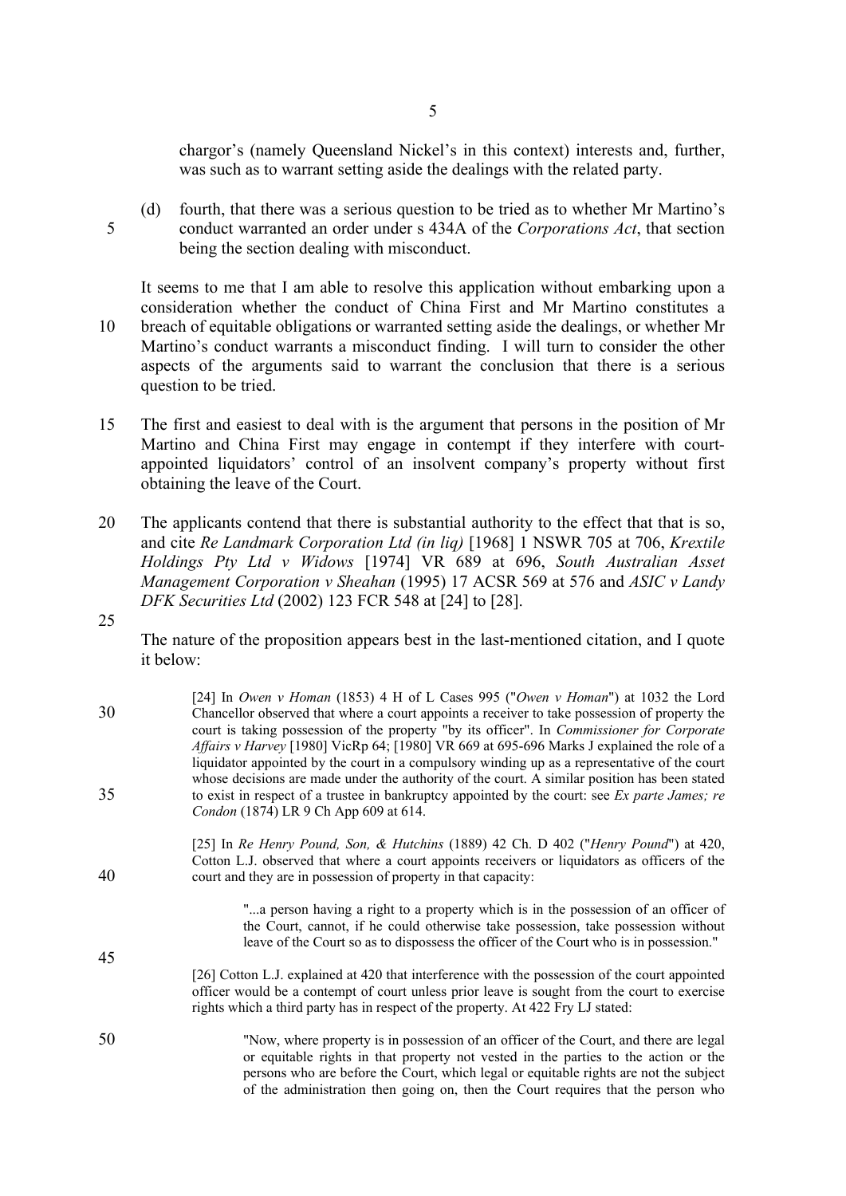chargor's (namely Queensland Nickel's in this context) interests and, further, was such as to warrant setting aside the dealings with the related party.

(d) fourth, that there was a serious question to be tried as to whether Mr Martino's conduct warranted an order under s 434A of the *Corporations Act*, that section being the section dealing with misconduct.

It seems to me that I am able to resolve this application without embarking upon a consideration whether the conduct of China First and Mr Martino constitutes a breach of equitable obligations or warranted setting aside the dealings, or whether Mr Martino's conduct warrants a misconduct finding. I will turn to consider the other aspects of the arguments said to warrant the conclusion that there is a serious question to be tried.

The first and easiest to deal with is the argument that persons in the position of Mr Martino and China First may engage in contempt if they interfere with court-appointed liquidators' control of an insolvent company's property without first obtaining the leave of the Court.

The applicants contend that there is substantial authority to the effect that that is so, and cite *Re Landmark Corporation Ltd (in liq)* [1968] 1 NSWR 705 at 706, *Krextile Holdings Pty Ltd v Widows* [1974] VR 689 at 696, *South Australian Asset Management Corporation v Sheahan* (1995) 17 ACSR 569 at 576 and *ASIC v Landy DFK Securities Ltd* (2002) 123 FCR 548 at [24] to [28].

The nature of the proposition appears best in the last-mentioned citation, and I quote it below:

> [24] In *Owen v Homan* (1853) 4 H of L Cases 995 ("*Owen v Homan*") at 1032 the Lord Chancellor observed that where a court appoints a receiver to take possession of property the court is taking possession of the property "by its officer". In *Commissioner for Corporate Affairs v Harvey* [1980] VicRp 64; [1980] VR 669 at 695-696 Marks J explained the role of a liquidator appointed by the court in a compulsory winding up as a representative of the court whose decisions are made under the authority of the court. A similar position has been stated to exist in respect of a trustee in bankruptcy appointed by the court: see *Ex parte James; re Condon* (1874) LR 9 Ch App 609 at 614.
>
> [25] In *Re Henry Pound, Son, & Hutchins* (1889) 42 Ch. D 402 ("*Henry Pound*") at 420, Cotton L.J. observed that where a court appoints receivers or liquidators as officers of the court and they are in possession of property in that capacity:
>
> > "...a person having a right to a property which is in the possession of an officer of the Court, cannot, if he could otherwise take possession, take possession without leave of the Court so as to dispossess the officer of the Court who is in possession."
>
> [26] Cotton L.J. explained at 420 that interference with the possession of the court appointed officer would be a contempt of court unless prior leave is sought from the court to exercise rights which a third party has in respect of the property. At 422 Fry LJ stated:
>
> > "Now, where property is in possession of an officer of the Court, and there are legal or equitable rights in that property not vested in the parties to the action or the persons who are before the Court, which legal or equitable rights are not the subject of the administration then going on, then the Court requires that the person who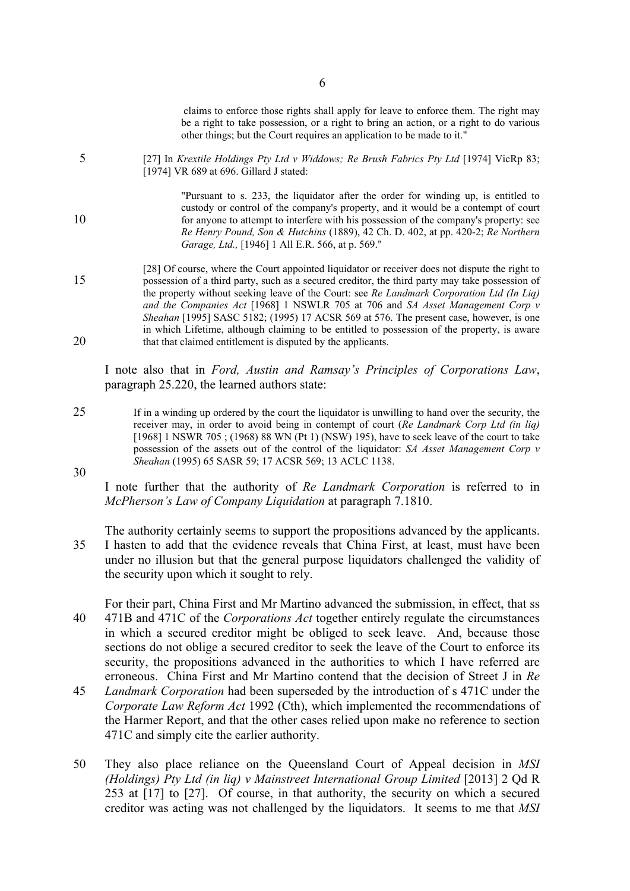> claims to enforce those rights shall apply for leave to enforce them. The right may be a right to take possession, or a right to bring an action, or a right to do various other things; but the Court requires an application to be made to it."

> [27] In *Krextile Holdings Pty Ltd v Widdows; Re Brush Fabrics Pty Ltd* [1974] VicRp 83; [1974] VR 689 at 696. Gillard J stated:
>
> > "Pursuant to s. 233, the liquidator after the order for winding up, is entitled to custody or control of the company's property, and it would be a contempt of court for anyone to attempt to interfere with his possession of the company's property: see *Re Henry Pound, Son & Hutchins* (1889), 42 Ch. D. 402, at pp. 420-2; *Re Northern Garage, Ltd.,* [1946] 1 All E.R. 566, at p. 569."
>
> [28] Of course, where the Court appointed liquidator or receiver does not dispute the right to possession of a third party, such as a secured creditor, the third party may take possession of the property without seeking leave of the Court: see *Re Landmark Corporation Ltd (In Liq) and the Companies Act* [1968] 1 NSWLR 705 at 706 and *SA Asset Management Corp v Sheahan* [1995] SASC 5182; (1995) 17 ACSR 569 at 576. The present case, however, is one in which Lifetime, although claiming to be entitled to possession of the property, is aware that that claimed entitlement is disputed by the applicants.

I note also that in *Ford, Austin and Ramsay's Principles of Corporations Law*, paragraph 25.220, the learned authors state:

> If in a winding up ordered by the court the liquidator is unwilling to hand over the security, the receiver may, in order to avoid being in contempt of court (*Re Landmark Corp Ltd (in liq)* [1968] 1 NSWR 705 ; (1968) 88 WN (Pt 1) (NSW) 195), have to seek leave of the court to take possession of the assets out of the control of the liquidator: *SA Asset Management Corp v Sheahan* (1995) 65 SASR 59; 17 ACSR 569; 13 ACLC 1138.

I note further that the authority of *Re Landmark Corporation* is referred to in *McPherson's Law of Company Liquidation* at paragraph 7.1810.

The authority certainly seems to support the propositions advanced by the applicants. I hasten to add that the evidence reveals that China First, at least, must have been under no illusion but that the general purpose liquidators challenged the validity of the security upon which it sought to rely.

For their part, China First and Mr Martino advanced the submission, in effect, that ss 471B and 471C of the *Corporations Act* together entirely regulate the circumstances in which a secured creditor might be obliged to seek leave. And, because those sections do not oblige a secured creditor to seek the leave of the Court to enforce its security, the propositions advanced in the authorities to which I have referred are erroneous. China First and Mr Martino contend that the decision of Street J in *Re Landmark Corporation* had been superseded by the introduction of s 471C under the *Corporate Law Reform Act* 1992 (Cth), which implemented the recommendations of the Harmer Report, and that the other cases relied upon make no reference to section 471C and simply cite the earlier authority.

They also place reliance on the Queensland Court of Appeal decision in *MSI (Holdings) Pty Ltd (in liq) v Mainstreet International Group Limited* [2013] 2 Qd R 253 at [17] to [27]. Of course, in that authority, the security on which a secured creditor was acting was not challenged by the liquidators. It seems to me that *MSI*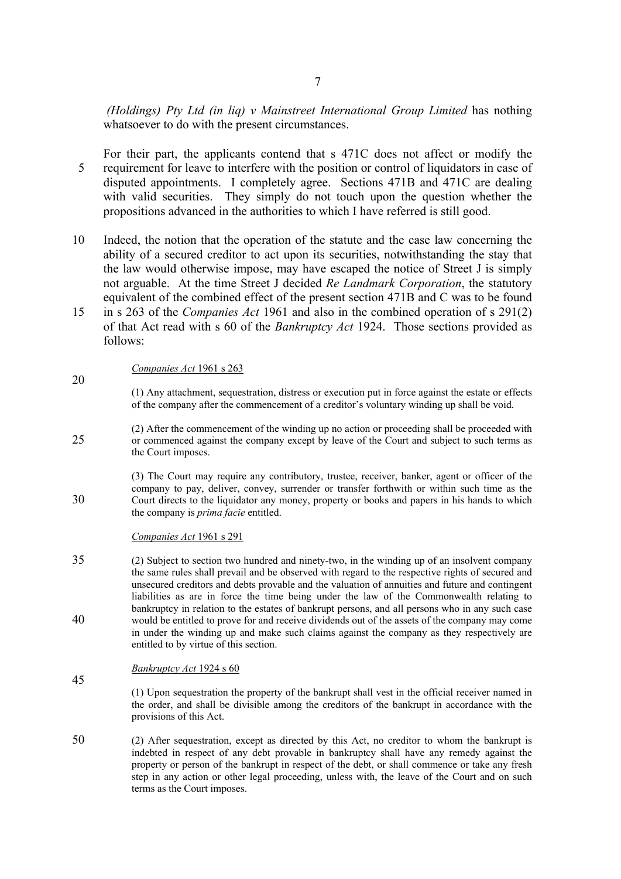*(Holdings) Pty Ltd (in liq) v Mainstreet International Group Limited* has nothing whatsoever to do with the present circumstances.

For their part, the applicants contend that s 471C does not affect or modify the requirement for leave to interfere with the position or control of liquidators in case of disputed appointments. I completely agree. Sections 471B and 471C are dealing with valid securities. They simply do not touch upon the question whether the propositions advanced in the authorities to which I have referred is still good.

Indeed, the notion that the operation of the statute and the case law concerning the ability of a secured creditor to act upon its securities, notwithstanding the stay that the law would otherwise impose, may have escaped the notice of Street J is simply not arguable. At the time Street J decided *Re Landmark Corporation*, the statutory equivalent of the combined effect of the present section 471B and C was to be found in s 263 of the *Companies Act* 1961 and also in the combined operation of s 291(2) of that Act read with s 60 of the *Bankruptcy Act* 1924. Those sections provided as follows:

> *Companies Act* 1961 s 263
>
> (1) Any attachment, sequestration, distress or execution put in force against the estate or effects of the company after the commencement of a creditor's voluntary winding up shall be void.
>
> (2) After the commencement of the winding up no action or proceeding shall be proceeded with or commenced against the company except by leave of the Court and subject to such terms as the Court imposes.
>
> (3) The Court may require any contributory, trustee, receiver, banker, agent or officer of the company to pay, deliver, convey, surrender or transfer forthwith or within such time as the Court directs to the liquidator any money, property or books and papers in his hands to which the company is *prima facie* entitled.
>
> *Companies Act* 1961 s 291
>
> (2) Subject to section two hundred and ninety-two, in the winding up of an insolvent company the same rules shall prevail and be observed with regard to the respective rights of secured and unsecured creditors and debts provable and the valuation of annuities and future and contingent liabilities as are in force the time being under the law of the Commonwealth relating to bankruptcy in relation to the estates of bankrupt persons, and all persons who in any such case would be entitled to prove for and receive dividends out of the assets of the company may come in under the winding up and make such claims against the company as they respectively are entitled to by virtue of this section.
>
> *Bankruptcy Act* 1924 s 60
>
> (1) Upon sequestration the property of the bankrupt shall vest in the official receiver named in the order, and shall be divisible among the creditors of the bankrupt in accordance with the provisions of this Act.
>
> (2) After sequestration, except as directed by this Act, no creditor to whom the bankrupt is indebted in respect of any debt provable in bankruptcy shall have any remedy against the property or person of the bankrupt in respect of the debt, or shall commence or take any fresh step in any action or other legal proceeding, unless with, the leave of the Court and on such terms as the Court imposes.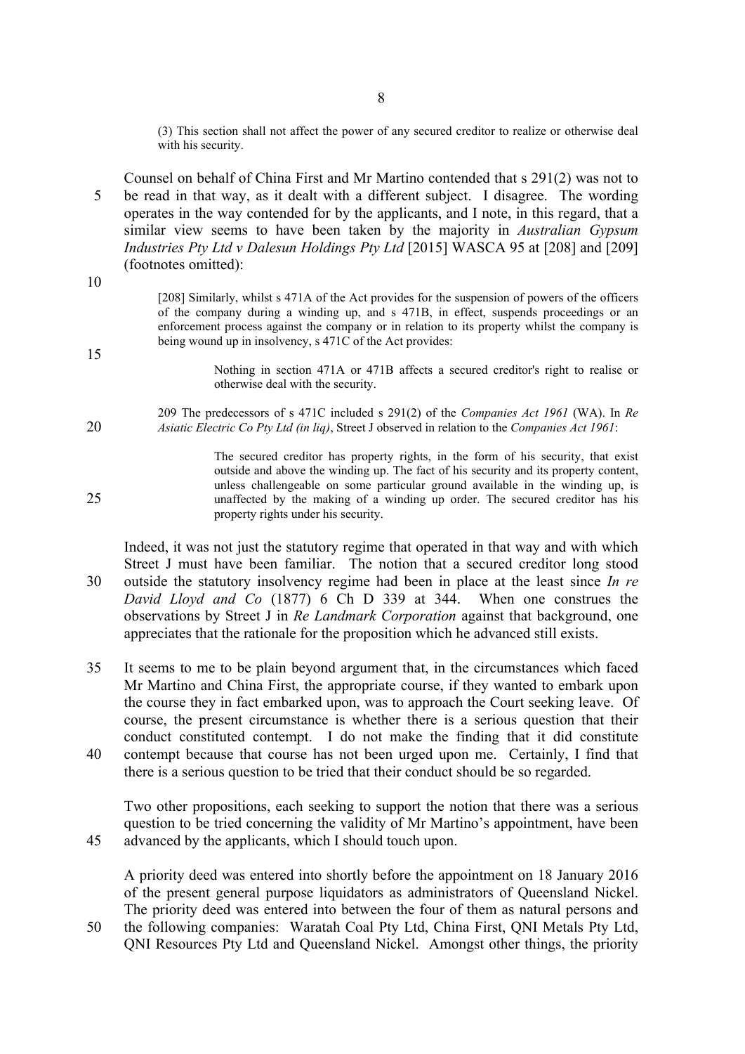> (3) This section shall not affect the power of any secured creditor to realize or otherwise deal with his security.

Counsel on behalf of China First and Mr Martino contended that s 291(2) was not to be read in that way, as it dealt with a different subject. I disagree. The wording operates in the way contended for by the applicants, and I note, in this regard, that a similar view seems to have been taken by the majority in *Australian Gypsum Industries Pty Ltd v Dalesun Holdings Pty Ltd* [2015] WASCA 95 at [208] and [209] (footnotes omitted):

> [208] Similarly, whilst s 471A of the Act provides for the suspension of powers of the officers of the company during a winding up, and s 471B, in effect, suspends proceedings or an enforcement process against the company or in relation to its property whilst the company is being wound up in insolvency, s 471C of the Act provides:
>
> > Nothing in section 471A or 471B affects a secured creditor's right to realise or otherwise deal with the security.
>
> 209 The predecessors of s 471C included s 291(2) of the *Companies Act 1961* (WA). In *Re Asiatic Electric Co Pty Ltd (in liq)*, Street J observed in relation to the *Companies Act 1961*:
>
> > The secured creditor has property rights, in the form of his security, that exist outside and above the winding up. The fact of his security and its property content, unless challengeable on some particular ground available in the winding up, is unaffected by the making of a winding up order. The secured creditor has his property rights under his security.

Indeed, it was not just the statutory regime that operated in that way and with which Street J must have been familiar. The notion that a secured creditor long stood outside the statutory insolvency regime had been in place at the least since *In re David Lloyd and Co* (1877) 6 Ch D 339 at 344. When one construes the observations by Street J in *Re Landmark Corporation* against that background, one appreciates that the rationale for the proposition which he advanced still exists.

It seems to me to be plain beyond argument that, in the circumstances which faced Mr Martino and China First, the appropriate course, if they wanted to embark upon the course they in fact embarked upon, was to approach the Court seeking leave. Of course, the present circumstance is whether there is a serious question that their conduct constituted contempt. I do not make the finding that it did constitute contempt because that course has not been urged upon me. Certainly, I find that there is a serious question to be tried that their conduct should be so regarded.

Two other propositions, each seeking to support the notion that there was a serious question to be tried concerning the validity of Mr Martino's appointment, have been advanced by the applicants, which I should touch upon.

A priority deed was entered into shortly before the appointment on 18 January 2016 of the present general purpose liquidators as administrators of Queensland Nickel. The priority deed was entered into between the four of them as natural persons and the following companies: Waratah Coal Pty Ltd, China First, QNI Metals Pty Ltd, QNI Resources Pty Ltd and Queensland Nickel. Amongst other things, the priority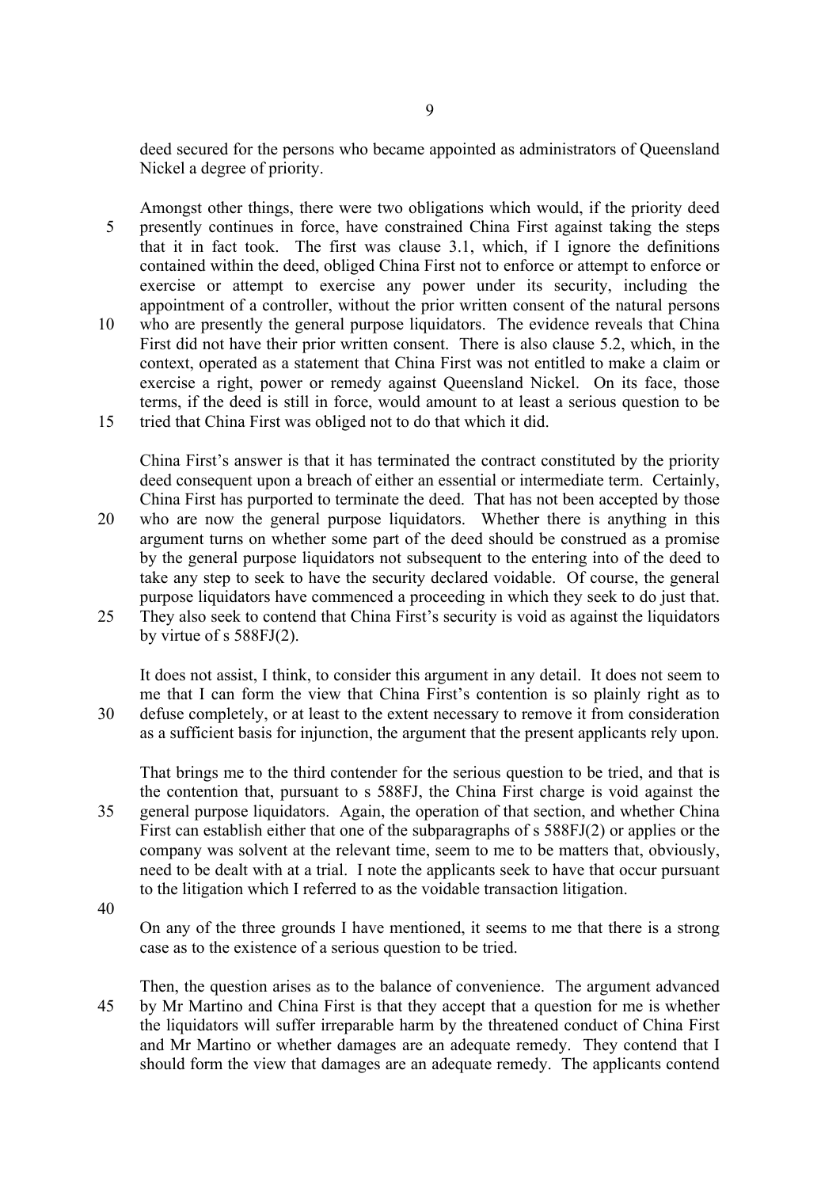deed secured for the persons who became appointed as administrators of Queensland Nickel a degree of priority.

Amongst other things, there were two obligations which would, if the priority deed presently continues in force, have constrained China First against taking the steps that it in fact took. The first was clause 3.1, which, if I ignore the definitions contained within the deed, obliged China First not to enforce or attempt to enforce or exercise or attempt to exercise any power under its security, including the appointment of a controller, without the prior written consent of the natural persons who are presently the general purpose liquidators. The evidence reveals that China First did not have their prior written consent. There is also clause 5.2, which, in the context, operated as a statement that China First was not entitled to make a claim or exercise a right, power or remedy against Queensland Nickel. On its face, those terms, if the deed is still in force, would amount to at least a serious question to be tried that China First was obliged not to do that which it did.

China First's answer is that it has terminated the contract constituted by the priority deed consequent upon a breach of either an essential or intermediate term. Certainly, China First has purported to terminate the deed. That has not been accepted by those who are now the general purpose liquidators. Whether there is anything in this argument turns on whether some part of the deed should be construed as a promise by the general purpose liquidators not subsequent to the entering into of the deed to take any step to seek to have the security declared voidable. Of course, the general purpose liquidators have commenced a proceeding in which they seek to do just that. They also seek to contend that China First's security is void as against the liquidators by virtue of s 588FJ(2).

It does not assist, I think, to consider this argument in any detail. It does not seem to me that I can form the view that China First's contention is so plainly right as to defuse completely, or at least to the extent necessary to remove it from consideration as a sufficient basis for injunction, the argument that the present applicants rely upon.

That brings me to the third contender for the serious question to be tried, and that is the contention that, pursuant to s 588FJ, the China First charge is void against the general purpose liquidators. Again, the operation of that section, and whether China First can establish either that one of the subparagraphs of s 588FJ(2) or applies or the company was solvent at the relevant time, seem to me to be matters that, obviously, need to be dealt with at a trial. I note the applicants seek to have that occur pursuant to the litigation which I referred to as the voidable transaction litigation.

On any of the three grounds I have mentioned, it seems to me that there is a strong case as to the existence of a serious question to be tried.

Then, the question arises as to the balance of convenience. The argument advanced by Mr Martino and China First is that they accept that a question for me is whether the liquidators will suffer irreparable harm by the threatened conduct of China First and Mr Martino or whether damages are an adequate remedy. They contend that I should form the view that damages are an adequate remedy. The applicants contend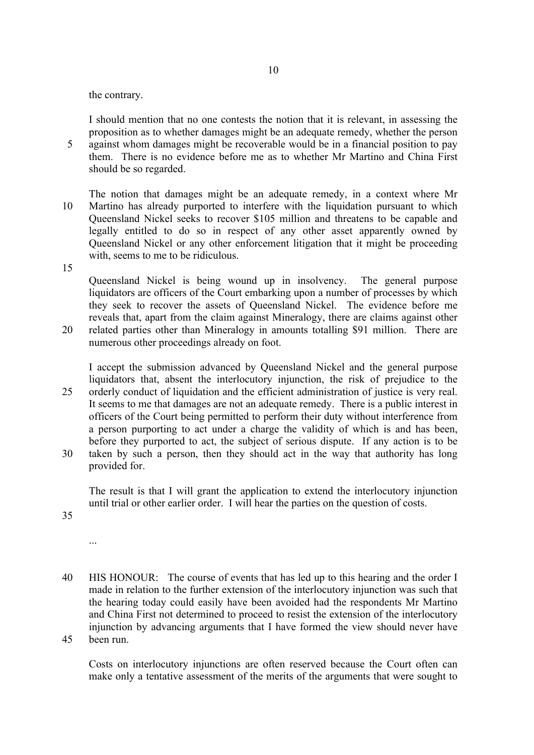the contrary.

I should mention that no one contests the notion that it is relevant, in assessing the proposition as to whether damages might be an adequate remedy, whether the person against whom damages might be recoverable would be in a financial position to pay them. There is no evidence before me as to whether Mr Martino and China First should be so regarded.

The notion that damages might be an adequate remedy, in a context where Mr Martino has already purported to interfere with the liquidation pursuant to which Queensland Nickel seeks to recover $105 million and threatens to be capable and legally entitled to do so in respect of any other asset apparently owned by Queensland Nickel or any other enforcement litigation that it might be proceeding with, seems to me to be ridiculous.

Queensland Nickel is being wound up in insolvency. The general purpose liquidators are officers of the Court embarking upon a number of processes by which they seek to recover the assets of Queensland Nickel. The evidence before me reveals that, apart from the claim against Mineralogy, there are claims against other related parties other than Mineralogy in amounts totalling $91 million. There are numerous other proceedings already on foot.

I accept the submission advanced by Queensland Nickel and the general purpose liquidators that, absent the interlocutory injunction, the risk of prejudice to the orderly conduct of liquidation and the efficient administration of justice is very real. It seems to me that damages are not an adequate remedy. There is a public interest in officers of the Court being permitted to perform their duty without interference from a person purporting to act under a charge the validity of which is and has been, before they purported to act, the subject of serious dispute. If any action is to be taken by such a person, then they should act in the way that authority has long provided for.

The result is that I will grant the application to extend the interlocutory injunction until trial or other earlier order. I will hear the parties on the question of costs.

...

HIS HONOUR: The course of events that has led up to this hearing and the order I made in relation to the further extension of the interlocutory injunction was such that the hearing today could easily have been avoided had the respondents Mr Martino and China First not determined to proceed to resist the extension of the interlocutory injunction by advancing arguments that I have formed the view should never have been run.

Costs on interlocutory injunctions are often reserved because the Court often can make only a tentative assessment of the merits of the arguments that were sought to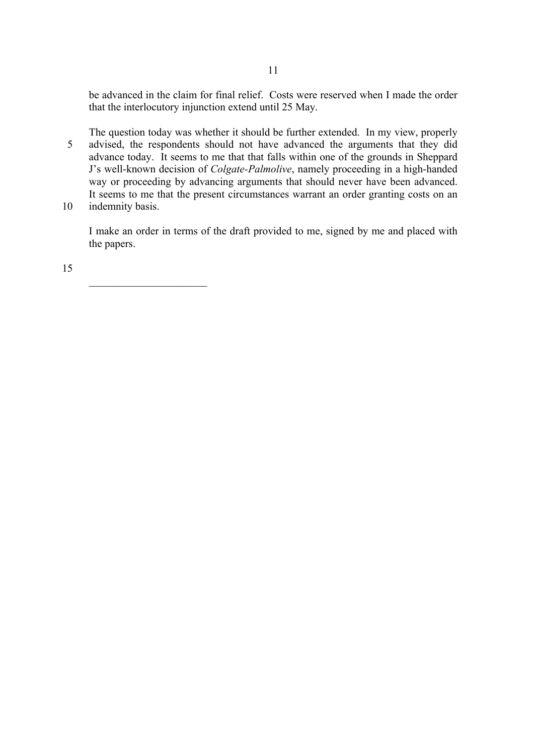be advanced in the claim for final relief. Costs were reserved when I made the order that the interlocutory injunction extend until 25 May.

The question today was whether it should be further extended. In my view, properly advised, the respondents should not have advanced the arguments that they did advance today. It seems to me that that falls within one of the grounds in Sheppard J's well-known decision of *Colgate-Palmolive*, namely proceeding in a high-handed way or proceeding by advancing arguments that should never have been advanced. It seems to me that the present circumstances warrant an order granting costs on an indemnity basis.

I make an order in terms of the draft provided to me, signed by me and placed with the papers.

______________________